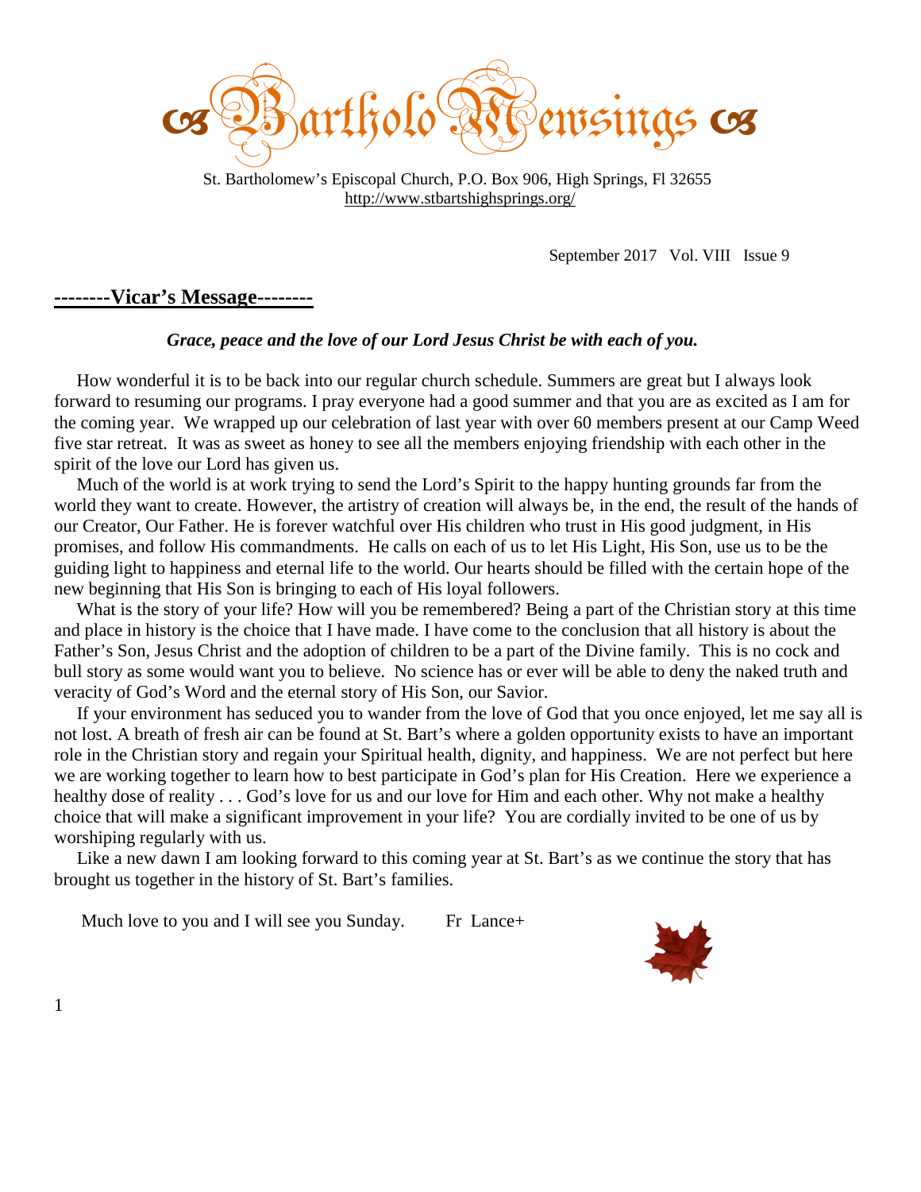# ☙ BartholoMewsings ☙

St. Bartholomew's Episcopal Church, P.O. Box 906, High Springs, Fl 32655
http://www.stbartshighsprings.org/

September 2017 Vol. VIII Issue 9

## --------Vicar's Message--------

***Grace, peace and the love of our Lord Jesus Christ be with each of you.***

How wonderful it is to be back into our regular church schedule. Summers are great but I always look forward to resuming our programs. I pray everyone had a good summer and that you are as excited as I am for the coming year. We wrapped up our celebration of last year with over 60 members present at our Camp Weed five star retreat. It was as sweet as honey to see all the members enjoying friendship with each other in the spirit of the love our Lord has given us.

Much of the world is at work trying to send the Lord's Spirit to the happy hunting grounds far from the world they want to create. However, the artistry of creation will always be, in the end, the result of the hands of our Creator, Our Father. He is forever watchful over His children who trust in His good judgment, in His promises, and follow His commandments. He calls on each of us to let His Light, His Son, use us to be the guiding light to happiness and eternal life to the world. Our hearts should be filled with the certain hope of the new beginning that His Son is bringing to each of His loyal followers.

What is the story of your life? How will you be remembered? Being a part of the Christian story at this time and place in history is the choice that I have made. I have come to the conclusion that all history is about the Father's Son, Jesus Christ and the adoption of children to be a part of the Divine family. This is no cock and bull story as some would want you to believe. No science has or ever will be able to deny the naked truth and veracity of God's Word and the eternal story of His Son, our Savior.

If your environment has seduced you to wander from the love of God that you once enjoyed, let me say all is not lost. A breath of fresh air can be found at St. Bart's where a golden opportunity exists to have an important role in the Christian story and regain your Spiritual health, dignity, and happiness. We are not perfect but here we are working together to learn how to best participate in God's plan for His Creation. Here we experience a healthy dose of reality . . . God's love for us and our love for Him and each other. Why not make a healthy choice that will make a significant improvement in your life? You are cordially invited to be one of us by worshiping regularly with us.

Like a new dawn I am looking forward to this coming year at St. Bart's as we continue the story that has brought us together in the history of St. Bart's families.

Much love to you and I will see you Sunday. Fr Lance+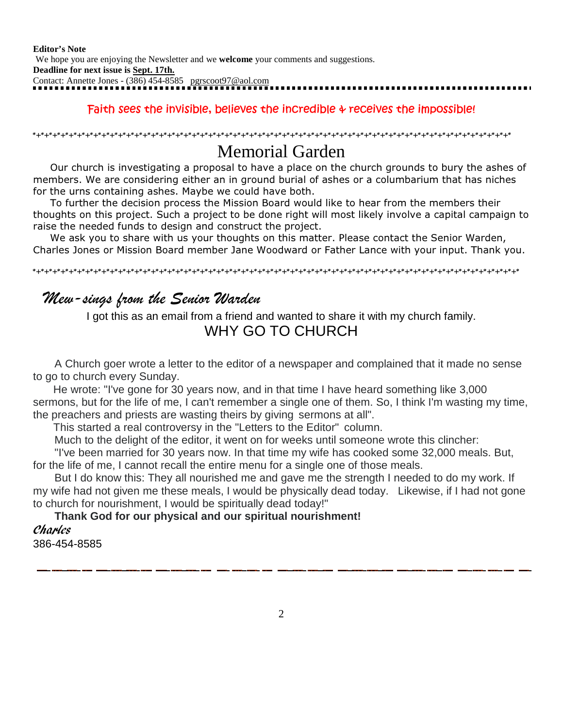**Editor's Note**

We hope you are enjoying the Newsletter and we **welcome** your comments and suggestions.

**Deadline for next issue is Sept. 17th.**

Contact: Annette Jones - (386) 454-8585 pgrscoot97@aol.com

Faith sees the invisible, believes the incredible & receives the impossible!

*+*+*+*+*+*+*+*+*+*+*+*+*+*+*+*+*+*+*+*+*+*+*+*+*+*+*+*+*+*+*+*+*+*+*+*+*+*+*+*+*+*+*+*+*+*+*+*+*+*

# Memorial Garden

Our church is investigating a proposal to have a place on the church grounds to bury the ashes of members. We are considering either an in ground burial of ashes or a columbarium that has niches for the urns containing ashes. Maybe we could have both.

To further the decision process the Mission Board would like to hear from the members their thoughts on this project. Such a project to be done right will most likely involve a capital campaign to raise the needed funds to design and construct the project.

We ask you to share with us your thoughts on this matter. Please contact the Senior Warden, Charles Jones or Mission Board member Jane Woodward or Father Lance with your input. Thank you.

*+*+*+*+*+*+*+*+*+*+*+*+*+*+*+*+*+*+*+*+*+*+*+*+*+*+*+*+*+*+*+*+*+*+*+*+*+*+*+*+*+*+*+*+*+*+*+*+*+*

## *Mew-sings from the Senior Warden*

I got this as an email from a friend and wanted to share it with my church family.

### WHY GO TO CHURCH

A Church goer wrote a letter to the editor of a newspaper and complained that it made no sense to go to church every Sunday.

He wrote: "I've gone for 30 years now, and in that time I have heard something like 3,000 sermons, but for the life of me, I can't remember a single one of them. So, I think I'm wasting my time, the preachers and priests are wasting theirs by giving sermons at all".

This started a real controversy in the "Letters to the Editor" column.

Much to the delight of the editor, it went on for weeks until someone wrote this clincher:

"I've been married for 30 years now. In that time my wife has cooked some 32,000 meals. But, for the life of me, I cannot recall the entire menu for a single one of those meals.

But I do know this: They all nourished me and gave me the strength I needed to do my work. If my wife had not given me these meals, I would be physically dead today. Likewise, if I had not gone to church for nourishment, I would be spiritually dead today!"

**Thank God for our physical and our spiritual nourishment!**

*Charles*

386-454-8585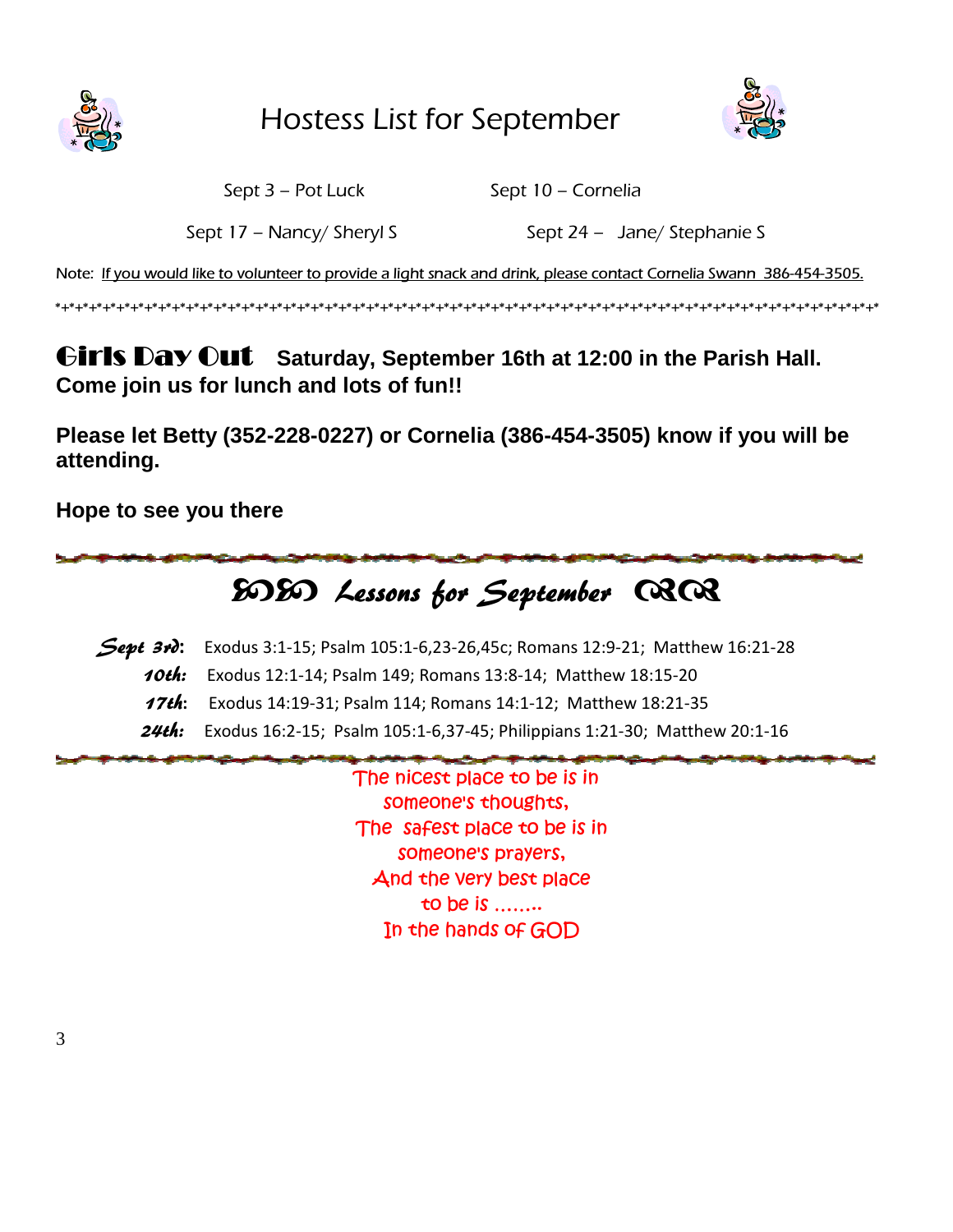# Hostess List for September

| | |
|---|---|
| Sept 3 – Pot Luck | Sept 10 – Cornelia |
| Sept 17 – Nancy/ Sheryl S | Sept 24 – Jane/ Stephanie S |

Note: If you would like to volunteer to provide a light snack and drink, please contact Cornelia Swann 386-454-3505.

*+*+*+*+*+*+*+*+*+*+*+*+*+*+*+*+*+*+*+*+*+*+*+*+*+*+*+*+*+*+*+*+*+*+*+*+*+*+*+*+*+*+*+*+*+*+*+*+*+*+*+*+*+*+*

## Girls Day Out **Saturday, September 16th at 12:00 in the Parish Hall.**

**Come join us for lunch and lots of fun!!**

**Please let Betty (352-228-0227) or Cornelia (386-454-3505) know if you will be attending.**

**Hope to see you there**

## Lessons for September

***Sept 3rd*:** Exodus 3:1-15; Psalm 105:1-6,23-26,45c; Romans 12:9-21; Matthew 16:21-28

***10th:*** Exodus 12:1-14; Psalm 149; Romans 13:8-14; Matthew 18:15-20

***17th*:** Exodus 14:19-31; Psalm 114; Romans 14:1-12; Matthew 18:21-35

***24th:*** Exodus 16:2-15; Psalm 105:1-6,37-45; Philippians 1:21-30; Matthew 20:1-16

The nicest place to be is in
someone's thoughts,
The safest place to be is in
someone's prayers,
And the very best place
to be is ........
In the hands of GOD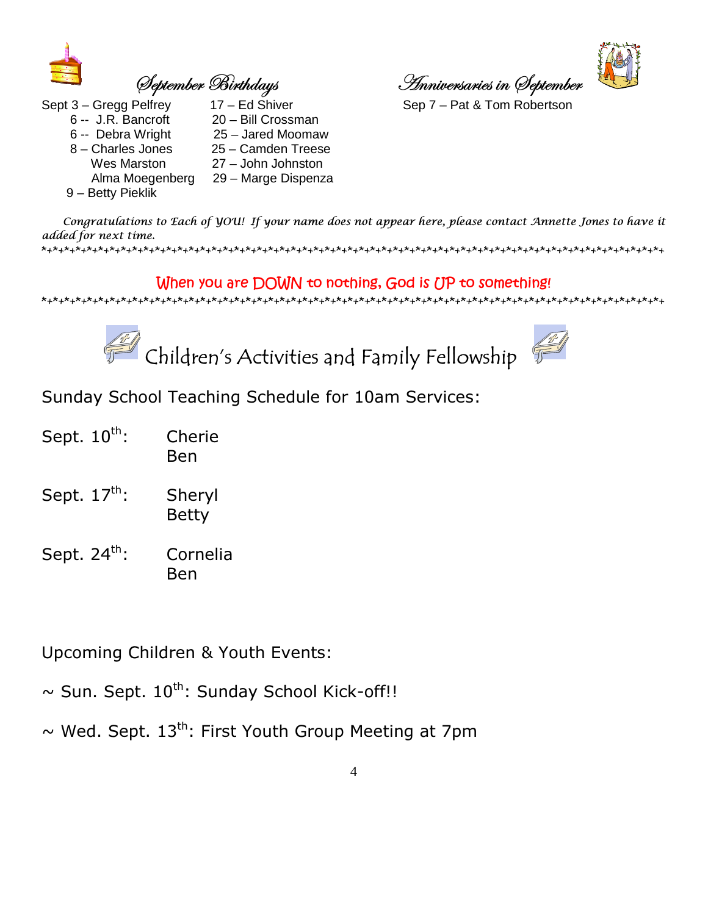## September Birthdays

Sept 3 – Gregg Pelfrey
6 -- J.R. Bancroft
6 -- Debra Wright
8 – Charles Jones
Wes Marston
Alma Moegenberg
9 – Betty Pieklik
17 – Ed Shiver
20 – Bill Crossman
25 – Jared Moomaw
25 – Camden Treese
27 – John Johnston
29 – Marge Dispenza

## Anniversaries in September

Sep 7 – Pat & Tom Robertson

*Congratulations to Each of YOU! If your name does not appear here, please contact Annette Jones to have it added for next time.*

*+*+*+*+*+*+*+*+*+*+*+*+*+*+*+*+*+*+*+*+*+*+*+*+*+*+*+*+*+*+*+*+*+*+*+*+*+*+*+*+*+*+*+*+*+*+*+*+*+*+

When you are DOWN to nothing, God is UP to something!

*+*+*+*+*+*+*+*+*+*+*+*+*+*+*+*+*+*+*+*+*+*+*+*+*+*+*+*+*+*+*+*+*+*+*+*+*+*+*+*+*+*+*+*+*+*+*+*+*+*+

## Children's Activities and Family Fellowship

Sunday School Teaching Schedule for 10am Services:

Sept. 10th: Cherie
Ben

Sept. 17th: Sheryl
Betty

Sept. 24th: Cornelia
Ben

Upcoming Children & Youth Events:

~ Sun. Sept. 10th: Sunday School Kick-off!!

~ Wed. Sept. 13th: First Youth Group Meeting at 7pm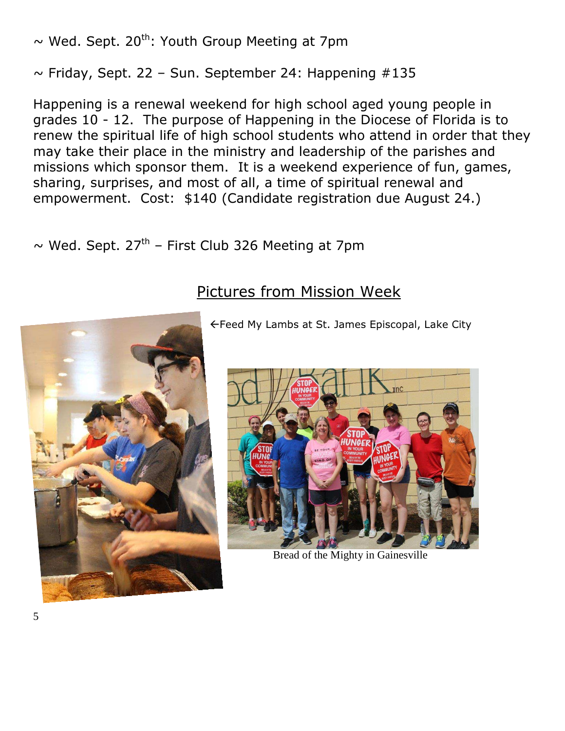~ Wed. Sept. 20th: Youth Group Meeting at 7pm

~ Friday, Sept. 22 – Sun. September 24: Happening #135

Happening is a renewal weekend for high school aged young people in grades 10 - 12. The purpose of Happening in the Diocese of Florida is to renew the spiritual life of high school students who attend in order that they may take their place in the ministry and leadership of the parishes and missions which sponsor them. It is a weekend experience of fun, games, sharing, surprises, and most of all, a time of spiritual renewal and empowerment. Cost: $140 (Candidate registration due August 24.)

~ Wed. Sept. 27th – First Club 326 Meeting at 7pm

## Pictures from Mission Week

←Feed My Lambs at St. James Episcopal, Lake City

Bread of the Mighty in Gainesville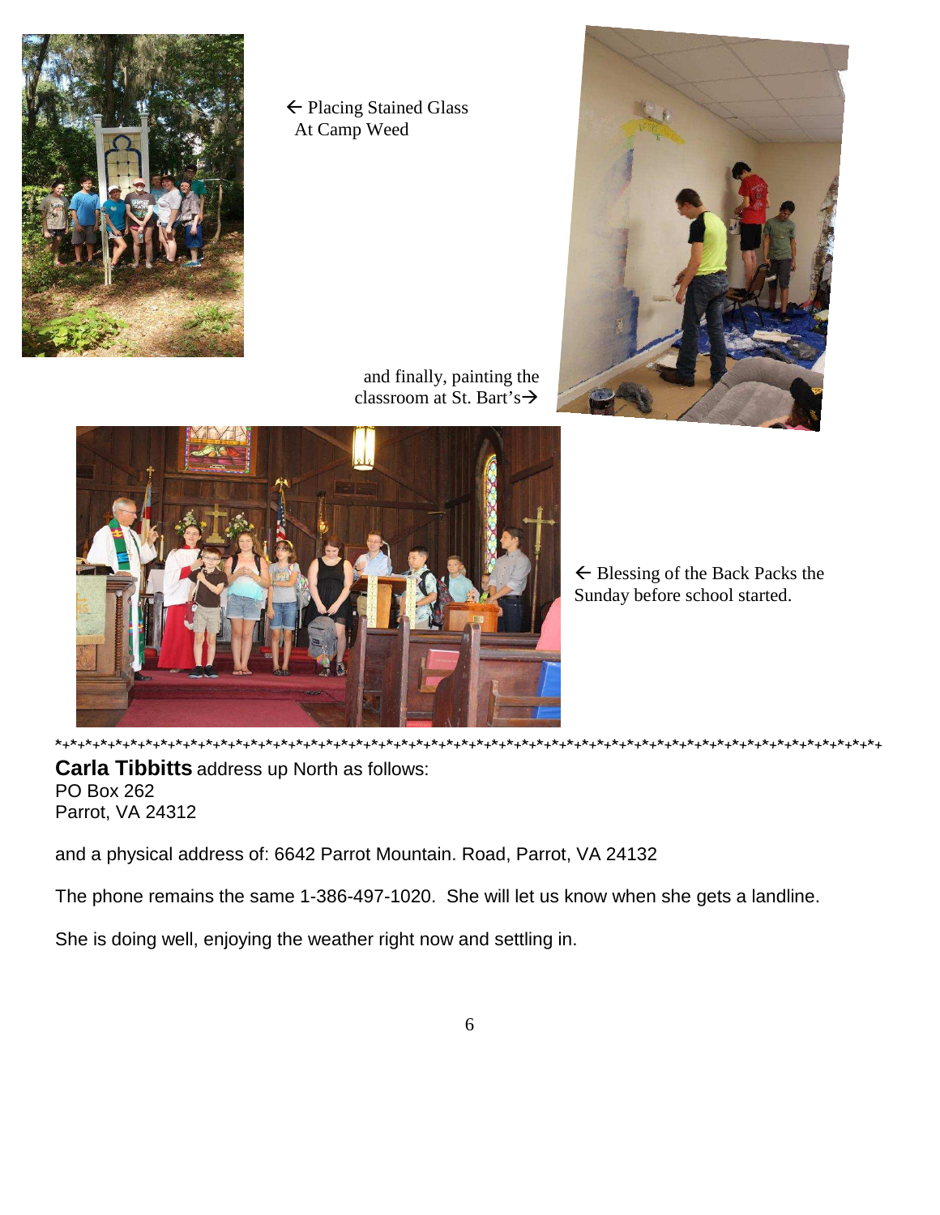← Placing Stained Glass At Camp Weed

and finally, painting the classroom at St. Bart's→

← Blessing of the Back Packs the Sunday before school started.

*+*+*+*+*+*+*+*+*+*+*+*+*+*+*+*+*+*+*+*+*+*+*+*+*+*+*+*+*+*+*+*+*+*+*+*+*+*+*+*+*+*+*+*+*+*+*+*+*+*+*+*+*+*+*+*+*+*+*+

**Carla Tibbitts** address up North as follows:
PO Box 262
Parrot, VA 24312

and a physical address of: 6642 Parrot Mountain. Road, Parrot, VA 24132

The phone remains the same 1-386-497-1020. She will let us know when she gets a landline.

She is doing well, enjoying the weather right now and settling in.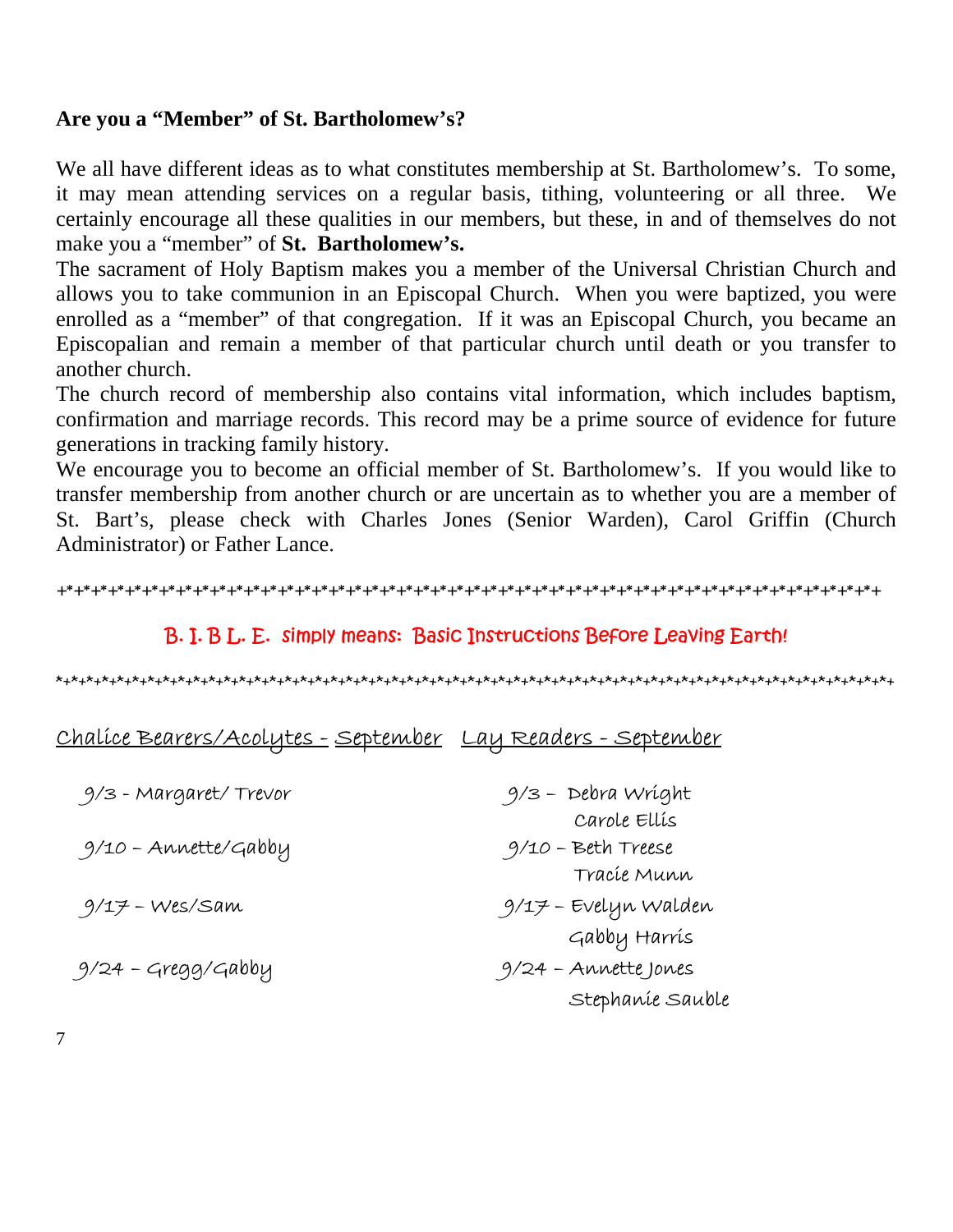**Are you a "Member" of St. Bartholomew's?**

We all have different ideas as to what constitutes membership at St. Bartholomew's. To some, it may mean attending services on a regular basis, tithing, volunteering or all three. We certainly encourage all these qualities in our members, but these, in and of themselves do not make you a "member" of **St. Bartholomew's.**

The sacrament of Holy Baptism makes you a member of the Universal Christian Church and allows you to take communion in an Episcopal Church. When you were baptized, you were enrolled as a "member" of that congregation. If it was an Episcopal Church, you became an Episcopalian and remain a member of that particular church until death or you transfer to another church.

The church record of membership also contains vital information, which includes baptism, confirmation and marriage records. This record may be a prime source of evidence for future generations in tracking family history.

We encourage you to become an official member of St. Bartholomew's. If you would like to transfer membership from another church or are uncertain as to whether you are a member of St. Bart's, please check with Charles Jones (Senior Warden), Carol Griffin (Church Administrator) or Father Lance.

+*+*+*+*+*+*+*+*+*+*+*+*+*+*+*+*+*+*+*+*+*+*+*+*+*+*+*+*+*+*+*+*+*+*+*+*+*+*+*+*+*+*+*+*+

B. I. B L. E. simply means: Basic Instructions Before Leaving Earth!

*+*+*+*+*+*+*+*+*+*+*+*+*+*+*+*+*+*+*+*+*+*+*+*+*+*+*+*+*+*+*+*+*+*+*+*+*+*+*+*+*+*+*+*+*+*+*+

| Chalice Bearers/Acolytes - September | Lay Readers - September |
|---|---|
| 9/3 - Margaret/ Trevor | 9/3 – Debra Wright, Carole Ellis |
| 9/10 – Annette/Gabby | 9/10 – Beth Treese, Tracie Munn |
| 9/17 – Wes/Sam | 9/17 – Evelyn Walden, Gabby Harris |
| 9/24 – Gregg/Gabby | 9/24 – Annette Jones, Stephanie Sauble |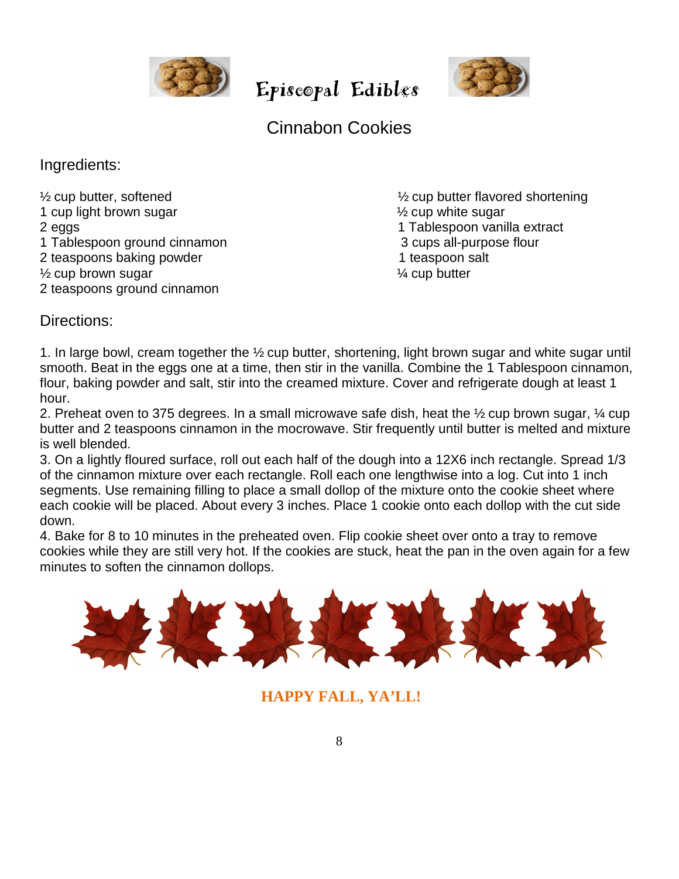# Episcopal Edibles

## Cinnabon Cookies

### Ingredients:

- ½ cup butter, softened
- 1 cup light brown sugar
- 2 eggs
- 1 Tablespoon ground cinnamon
- 2 teaspoons baking powder
- ½ cup brown sugar
- 2 teaspoons ground cinnamon
- ½ cup butter flavored shortening
- ½ cup white sugar
- 1 Tablespoon vanilla extract
- 3 cups all-purpose flour
- 1 teaspoon salt
- ¼ cup butter

### Directions:

1. In large bowl, cream together the ½ cup butter, shortening, light brown sugar and white sugar until smooth. Beat in the eggs one at a time, then stir in the vanilla. Combine the 1 Tablespoon cinnamon, flour, baking powder and salt, stir into the creamed mixture. Cover and refrigerate dough at least 1 hour.
2. Preheat oven to 375 degrees. In a small microwave safe dish, heat the ½ cup brown sugar, ¼ cup butter and 2 teaspoons cinnamon in the mocrowave. Stir frequently until butter is melted and mixture is well blended.
3. On a lightly floured surface, roll out each half of the dough into a 12X6 inch rectangle. Spread 1/3 of the cinnamon mixture over each rectangle. Roll each one lengthwise into a log. Cut into 1 inch segments. Use remaining filling to place a small dollop of the mixture onto the cookie sheet where each cookie will be placed. About every 3 inches. Place 1 cookie onto each dollop with the cut side down.
4. Bake for 8 to 10 minutes in the preheated oven. Flip cookie sheet over onto a tray to remove cookies while they are still very hot. If the cookies are stuck, heat the pan in the oven again for a few minutes to soften the cinnamon dollops.

**HAPPY FALL, YA'LL!**